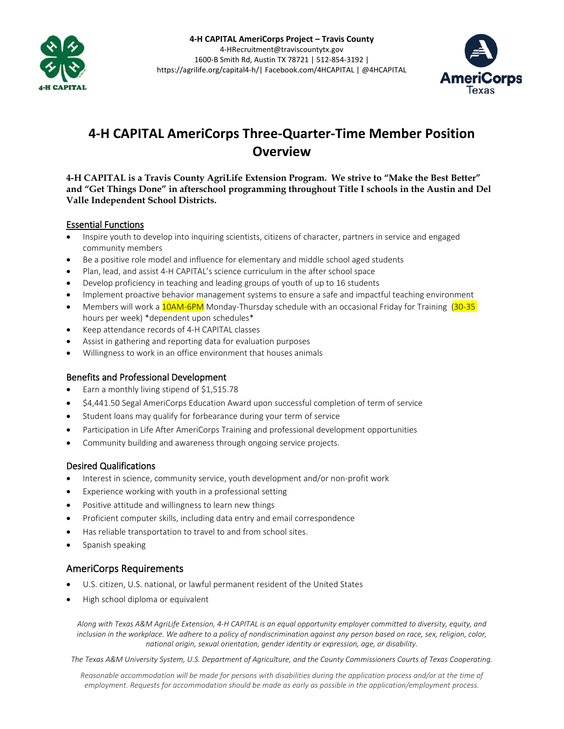**4-H CAPITAL AmeriCorps Project – Travis County**
4-HRecruitment@traviscountytx.gov
1600-B Smith Rd, Austin TX 78721 | 512-854-3192 |
https://agrilife.org/capital4-h/| Facebook.com/4HCAPITAL | @4HCAPITAL

# 4-H CAPITAL AmeriCorps Three-Quarter-Time Member Position Overview

**4-H CAPITAL is a Travis County AgriLife Extension Program. We strive to "Make the Best Better" and "Get Things Done" in afterschool programming throughout Title I schools in the Austin and Del Valle Independent School Districts.**

## Essential Functions

- Inspire youth to develop into inquiring scientists, citizens of character, partners in service and engaged community members
- Be a positive role model and influence for elementary and middle school aged students
- Plan, lead, and assist 4-H CAPITAL's science curriculum in the after school space
- Develop proficiency in teaching and leading groups of youth of up to 16 students
- Implement proactive behavior management systems to ensure a safe and impactful teaching environment
- Members will work a 10AM-6PM Monday-Thursday schedule with an occasional Friday for Training (30-35 hours per week) *dependent upon schedules*
- Keep attendance records of 4-H CAPITAL classes
- Assist in gathering and reporting data for evaluation purposes
- Willingness to work in an office environment that houses animals

## Benefits and Professional Development

- Earn a monthly living stipend of $1,515.78
- $4,441.50 Segal AmeriCorps Education Award upon successful completion of term of service
- Student loans may qualify for forbearance during your term of service
- Participation in Life After AmeriCorps Training and professional development opportunities
- Community building and awareness through ongoing service projects.

## Desired Qualifications

- Interest in science, community service, youth development and/or non-profit work
- Experience working with youth in a professional setting
- Positive attitude and willingness to learn new things
- Proficient computer skills, including data entry and email correspondence
- Has reliable transportation to travel to and from school sites.
- Spanish speaking

## AmeriCorps Requirements

- U.S. citizen, U.S. national, or lawful permanent resident of the United States
- High school diploma or equivalent

*Along with Texas A&M AgriLife Extension, 4-H CAPITAL is an equal opportunity employer committed to diversity, equity, and inclusion in the workplace. We adhere to a policy of nondiscrimination against any person based on race, sex, religion, color, national origin, sexual orientation, gender identity or expression, age, or disability.*

*The Texas A&M University System, U.S. Department of Agriculture, and the County Commissioners Courts of Texas Cooperating.*

*Reasonable accommodation will be made for persons with disabilities during the application process and/or at the time of employment. Requests for accommodation should be made as early as possible in the application/employment process.*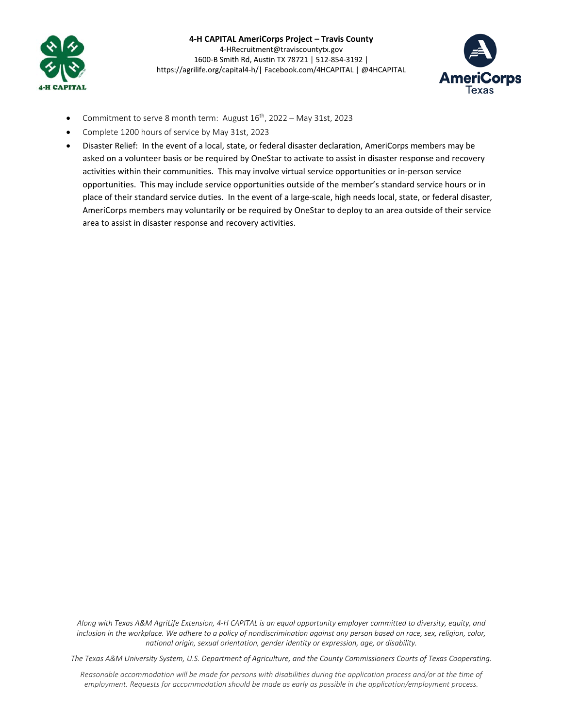- Commitment to serve 8 month term: August 16th, 2022 – May 31st, 2023
- Complete 1200 hours of service by May 31st, 2023
- Disaster Relief: In the event of a local, state, or federal disaster declaration, AmeriCorps members may be asked on a volunteer basis or be required by OneStar to activate to assist in disaster response and recovery activities within their communities. This may involve virtual service opportunities or in-person service opportunities. This may include service opportunities outside of the member's standard service hours or in place of their standard service duties. In the event of a large-scale, high needs local, state, or federal disaster, AmeriCorps members may voluntarily or be required by OneStar to deploy to an area outside of their service area to assist in disaster response and recovery activities.

*Along with Texas A&M AgriLife Extension, 4-H CAPITAL is an equal opportunity employer committed to diversity, equity, and inclusion in the workplace. We adhere to a policy of nondiscrimination against any person based on race, sex, religion, color, national origin, sexual orientation, gender identity or expression, age, or disability.*

*The Texas A&M University System, U.S. Department of Agriculture, and the County Commissioners Courts of Texas Cooperating.*

*Reasonable accommodation will be made for persons with disabilities during the application process and/or at the time of employment. Requests for accommodation should be made as early as possible in the application/employment process.*